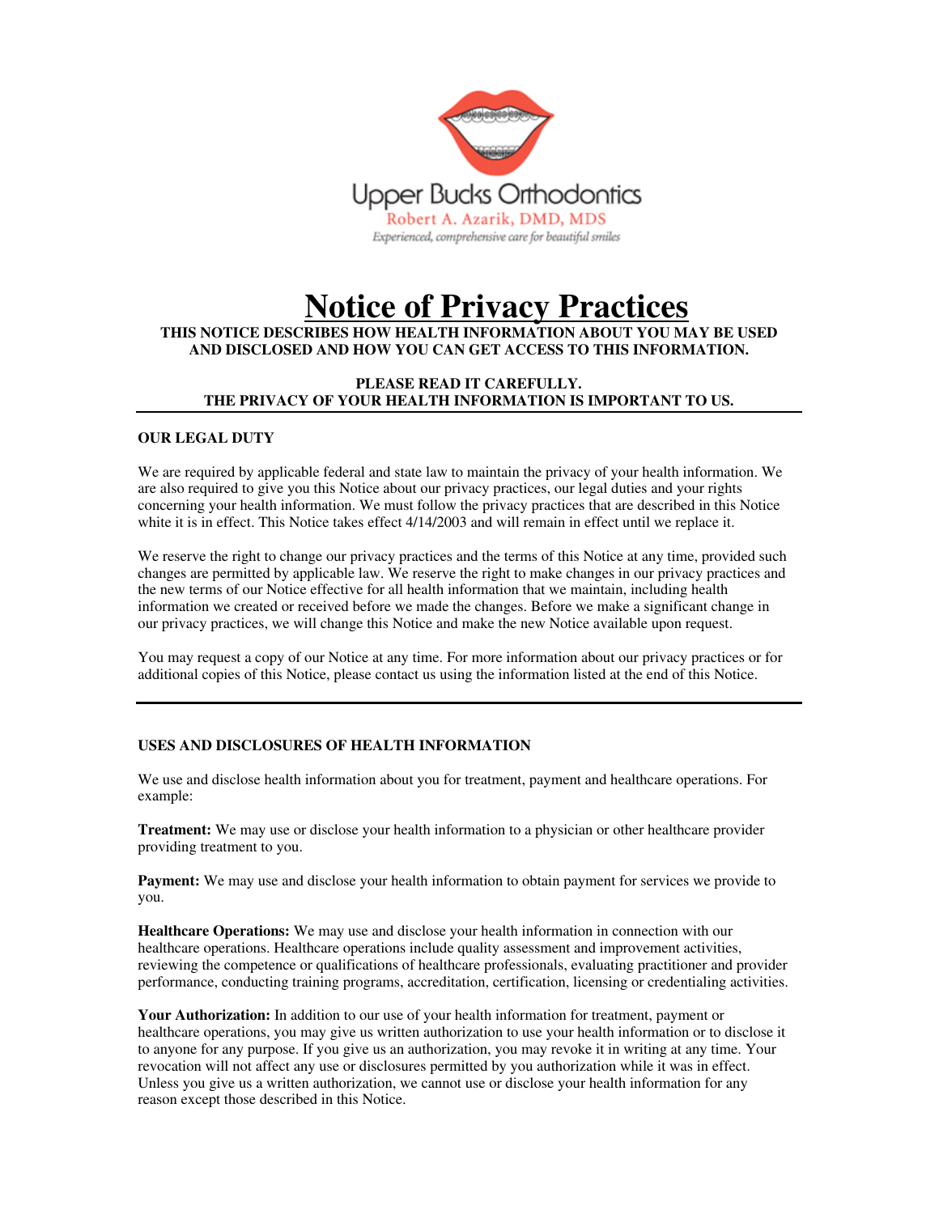Upper Bucks Orthodontics

Robert A. Azarik, DMD, MDS

*Experienced, comprehensive care for beautiful smiles*

# Notice of Privacy Practices

**THIS NOTICE DESCRIBES HOW HEALTH INFORMATION ABOUT YOU MAY BE USED AND DISCLOSED AND HOW YOU CAN GET ACCESS TO THIS INFORMATION.**

**PLEASE READ IT CAREFULLY.**
**THE PRIVACY OF YOUR HEALTH INFORMATION IS IMPORTANT TO US.**

---

## OUR LEGAL DUTY

We are required by applicable federal and state law to maintain the privacy of your health information. We are also required to give you this Notice about our privacy practices, our legal duties and your rights concerning your health information. We must follow the privacy practices that are described in this Notice white it is in effect. This Notice takes effect 4/14/2003 and will remain in effect until we replace it.

We reserve the right to change our privacy practices and the terms of this Notice at any time, provided such changes are permitted by applicable law. We reserve the right to make changes in our privacy practices and the new terms of our Notice effective for all health information that we maintain, including health information we created or received before we made the changes. Before we make a significant change in our privacy practices, we will change this Notice and make the new Notice available upon request.

You may request a copy of our Notice at any time. For more information about our privacy practices or for additional copies of this Notice, please contact us using the information listed at the end of this Notice.

---

## USES AND DISCLOSURES OF HEALTH INFORMATION

We use and disclose health information about you for treatment, payment and healthcare operations. For example:

**Treatment:** We may use or disclose your health information to a physician or other healthcare provider providing treatment to you.

**Payment:** We may use and disclose your health information to obtain payment for services we provide to you.

**Healthcare Operations:** We may use and disclose your health information in connection with our healthcare operations. Healthcare operations include quality assessment and improvement activities, reviewing the competence or qualifications of healthcare professionals, evaluating practitioner and provider performance, conducting training programs, accreditation, certification, licensing or credentialing activities.

**Your Authorization:** In addition to our use of your health information for treatment, payment or healthcare operations, you may give us written authorization to use your health information or to disclose it to anyone for any purpose. If you give us an authorization, you may revoke it in writing at any time. Your revocation will not affect any use or disclosures permitted by you authorization while it was in effect. Unless you give us a written authorization, we cannot use or disclose your health information for any reason except those described in this Notice.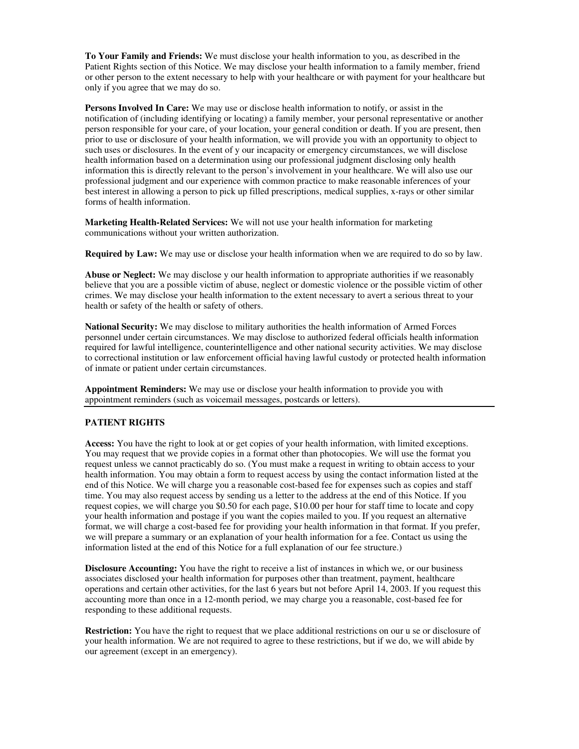**To Your Family and Friends:** We must disclose your health information to you, as described in the Patient Rights section of this Notice. We may disclose your health information to a family member, friend or other person to the extent necessary to help with your healthcare or with payment for your healthcare but only if you agree that we may do so.

**Persons Involved In Care:** We may use or disclose health information to notify, or assist in the notification of (including identifying or locating) a family member, your personal representative or another person responsible for your care, of your location, your general condition or death. If you are present, then prior to use or disclosure of your health information, we will provide you with an opportunity to object to such uses or disclosures. In the event of y our incapacity or emergency circumstances, we will disclose health information based on a determination using our professional judgment disclosing only health information this is directly relevant to the person's involvement in your healthcare. We will also use our professional judgment and our experience with common practice to make reasonable inferences of your best interest in allowing a person to pick up filled prescriptions, medical supplies, x-rays or other similar forms of health information.

**Marketing Health-Related Services:** We will not use your health information for marketing communications without your written authorization.

**Required by Law:** We may use or disclose your health information when we are required to do so by law.

**Abuse or Neglect:** We may disclose y our health information to appropriate authorities if we reasonably believe that you are a possible victim of abuse, neglect or domestic violence or the possible victim of other crimes. We may disclose your health information to the extent necessary to avert a serious threat to your health or safety of the health or safety of others.

**National Security:** We may disclose to military authorities the health information of Armed Forces personnel under certain circumstances. We may disclose to authorized federal officials health information required for lawful intelligence, counterintelligence and other national security activities. We may disclose to correctional institution or law enforcement official having lawful custody or protected health information of inmate or patient under certain circumstances.

**Appointment Reminders:** We may use or disclose your health information to provide you with appointment reminders (such as voicemail messages, postcards or letters).

---

**PATIENT RIGHTS**

**Access:** You have the right to look at or get copies of your health information, with limited exceptions. You may request that we provide copies in a format other than photocopies. We will use the format you request unless we cannot practicably do so. (You must make a request in writing to obtain access to your health information. You may obtain a form to request access by using the contact information listed at the end of this Notice. We will charge you a reasonable cost-based fee for expenses such as copies and staff time. You may also request access by sending us a letter to the address at the end of this Notice. If you request copies, we will charge you $0.50 for each page, $10.00 per hour for staff time to locate and copy your health information and postage if you want the copies mailed to you. If you request an alternative format, we will charge a cost-based fee for providing your health information in that format. If you prefer, we will prepare a summary or an explanation of your health information for a fee. Contact us using the information listed at the end of this Notice for a full explanation of our fee structure.)

**Disclosure Accounting:** You have the right to receive a list of instances in which we, or our business associates disclosed your health information for purposes other than treatment, payment, healthcare operations and certain other activities, for the last 6 years but not before April 14, 2003. If you request this accounting more than once in a 12-month period, we may charge you a reasonable, cost-based fee for responding to these additional requests.

**Restriction:** You have the right to request that we place additional restrictions on our u se or disclosure of your health information. We are not required to agree to these restrictions, but if we do, we will abide by our agreement (except in an emergency).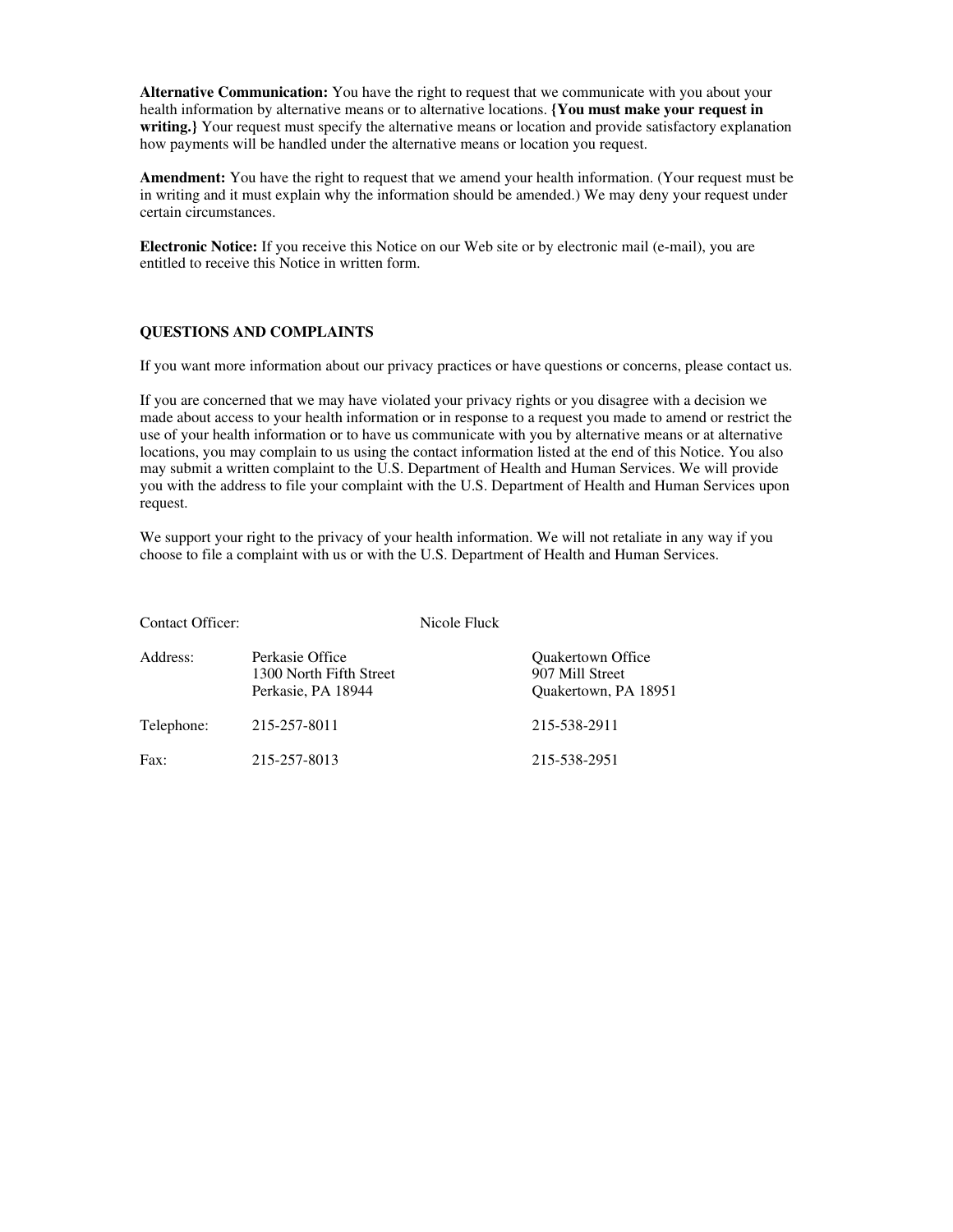**Alternative Communication:** You have the right to request that we communicate with you about your health information by alternative means or to alternative locations. **{You must make your request in writing.}** Your request must specify the alternative means or location and provide satisfactory explanation how payments will be handled under the alternative means or location you request.

**Amendment:** You have the right to request that we amend your health information. (Your request must be in writing and it must explain why the information should be amended.) We may deny your request under certain circumstances.

**Electronic Notice:** If you receive this Notice on our Web site or by electronic mail (e-mail), you are entitled to receive this Notice in written form.

**QUESTIONS AND COMPLAINTS**

If you want more information about our privacy practices or have questions or concerns, please contact us.

If you are concerned that we may have violated your privacy rights or you disagree with a decision we made about access to your health information or in response to a request you made to amend or restrict the use of your health information or to have us communicate with you by alternative means or at alternative locations, you may complain to us using the contact information listed at the end of this Notice. You also may submit a written complaint to the U.S. Department of Health and Human Services. We will provide you with the address to file your complaint with the U.S. Department of Health and Human Services upon request.

We support your right to the privacy of your health information. We will not retaliate in any way if you choose to file a complaint with us or with the U.S. Department of Health and Human Services.

| | | |
|---|---|---|
| Contact Officer: | Nicole Fluck | |
| Address: | Perkasie Office<br>1300 North Fifth Street<br>Perkasie, PA 18944 | Quakertown Office<br>907 Mill Street<br>Quakertown, PA 18951 |
| Telephone: | 215-257-8011 | 215-538-2911 |
| Fax: | 215-257-8013 | 215-538-2951 |